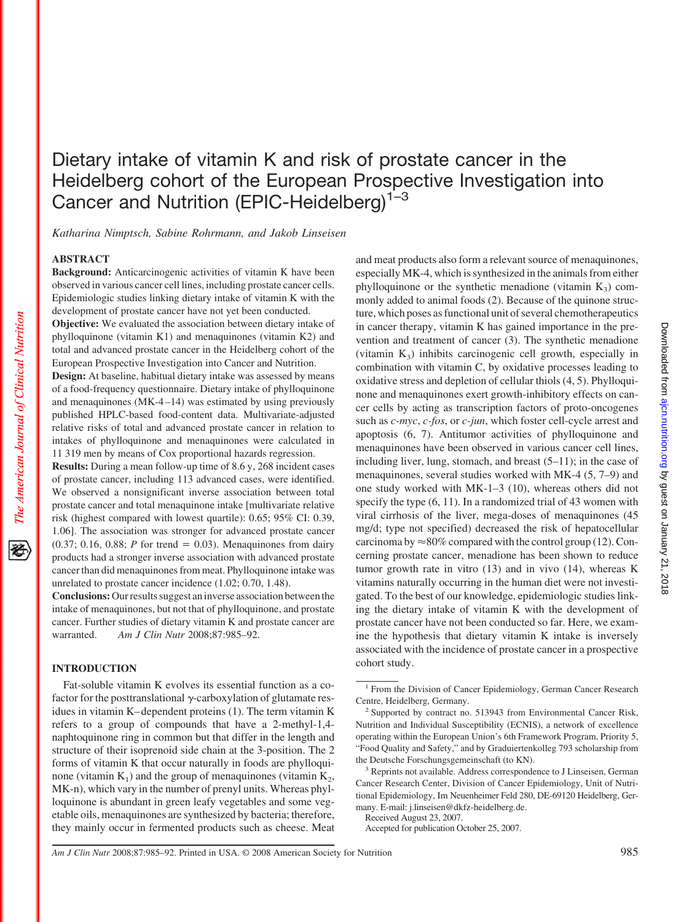# Dietary intake of vitamin K and risk of prostate cancer in the Heidelberg cohort of the European Prospective Investigation into Cancer and Nutrition (EPIC-Heidelberg)[1–3]

*Katharina Nimptsch, Sabine Rohrmann, and Jakob Linseisen*

## ABSTRACT

**Background:** Anticarcinogenic activities of vitamin K have been observed in various cancer cell lines, including prostate cancer cells. Epidemiologic studies linking dietary intake of vitamin K with the development of prostate cancer have not yet been conducted.

**Objective:** We evaluated the association between dietary intake of phylloquinone (vitamin K1) and menaquinones (vitamin K2) and total and advanced prostate cancer in the Heidelberg cohort of the European Prospective Investigation into Cancer and Nutrition.

**Design:** At baseline, habitual dietary intake was assessed by means of a food-frequency questionnaire. Dietary intake of phylloquinone and menaquinones (MK-4–14) was estimated by using previously published HPLC-based food-content data. Multivariate-adjusted relative risks of total and advanced prostate cancer in relation to intakes of phylloquinone and menaquinones were calculated in 11 319 men by means of Cox proportional hazards regression.

**Results:** During a mean follow-up time of 8.6 y, 268 incident cases of prostate cancer, including 113 advanced cases, were identified. We observed a nonsignificant inverse association between total prostate cancer and total menaquinone intake [multivariate relative risk (highest compared with lowest quartile): 0.65; 95% CI: 0.39, 1.06]. The association was stronger for advanced prostate cancer (0.37; 0.16, 0.88; *P* for trend = 0.03). Menaquinones from dairy products had a stronger inverse association with advanced prostate cancer than did menaquinones from meat. Phylloquinone intake was unrelated to prostate cancer incidence (1.02; 0.70, 1.48).

**Conclusions:** Our results suggest an inverse association between the intake of menaquinones, but not that of phylloquinone, and prostate cancer. Further studies of dietary vitamin K and prostate cancer are warranted. *Am J Clin Nutr* 2008;87:985–92.

## INTRODUCTION

Fat-soluble vitamin K evolves its essential function as a cofactor for the posttranslational γ-carboxylation of glutamate residues in vitamin K–dependent proteins (1). The term vitamin K refers to a group of compounds that have a 2-methyl-1,4-naphtoquinone ring in common but that differ in the length and structure of their isoprenoid side chain at the 3-position. The 2 forms of vitamin K that occur naturally in foods are phylloquinone (vitamin $K_1$) and the group of menaquinones (vitamin $K_2$, MK-n), which vary in the number of prenyl units. Whereas phylloquinone is abundant in green leafy vegetables and some vegetable oils, menaquinones are synthesized by bacteria; therefore, they mainly occur in fermented products such as cheese. Meat and meat products also form a relevant source of menaquinones, especially MK-4, which is synthesized in the animals from either phylloquinone or the synthetic menadione (vitamin $K_3$) commonly added to animal foods (2). Because of the quinone structure, which poses as functional unit of several chemotherapeutics in cancer therapy, vitamin K has gained importance in the prevention and treatment of cancer (3). The synthetic menadione (vitamin $K_3$) inhibits carcinogenic cell growth, especially in combination with vitamin C, by oxidative processes leading to oxidative stress and depletion of cellular thiols (4, 5). Phylloquinone and menaquinones exert growth-inhibitory effects on cancer cells by acting as transcription factors of proto-oncogenes such as *c-myc*, *c-fos*, or *c-jun*, which foster cell-cycle arrest and apoptosis (6, 7). Antitumor activities of phylloquinone and menaquinones have been observed in various cancer cell lines, including liver, lung, stomach, and breast (5–11); in the case of menaquinones, several studies worked with MK-4 (5, 7–9) and one study worked with MK-1–3 (10), whereas others did not specify the type (6, 11). In a randomized trial of 43 women with viral cirrhosis of the liver, mega-doses of menaquinones (45 mg/d; type not specified) decreased the risk of hepatocellular carcinoma by ≈80% compared with the control group (12). Concerning prostate cancer, menadione has been shown to reduce tumor growth rate in vitro (13) and in vivo (14), whereas K vitamins naturally occurring in the human diet were not investigated. To the best of our knowledge, epidemiologic studies linking the dietary intake of vitamin K with the development of prostate cancer have not been conducted so far. Here, we examine the hypothesis that dietary vitamin K intake is inversely associated with the incidence of prostate cancer in a prospective cohort study.

---

[1] From the Division of Cancer Epidemiology, German Cancer Research Centre, Heidelberg, Germany.

[2] Supported by contract no. 513943 from Environmental Cancer Risk, Nutrition and Individual Susceptibility (ECNIS), a network of excellence operating within the European Union's 6th Framework Program, Priority 5, "Food Quality and Safety," and by Graduiertenkolleg 793 scholarship from the Deutsche Forschungsgemeinschaft (to KN).

[3] Reprints not available. Address correspondence to J Linseisen, German Cancer Research Center, Division of Cancer Epidemiology, Unit of Nutritional Epidemiology, Im Neuenheimer Feld 280, DE-69120 Heidelberg, Germany. E-mail: j.linseisen@dkfz-heidelberg.de.

Received August 23, 2007.

Accepted for publication October 25, 2007.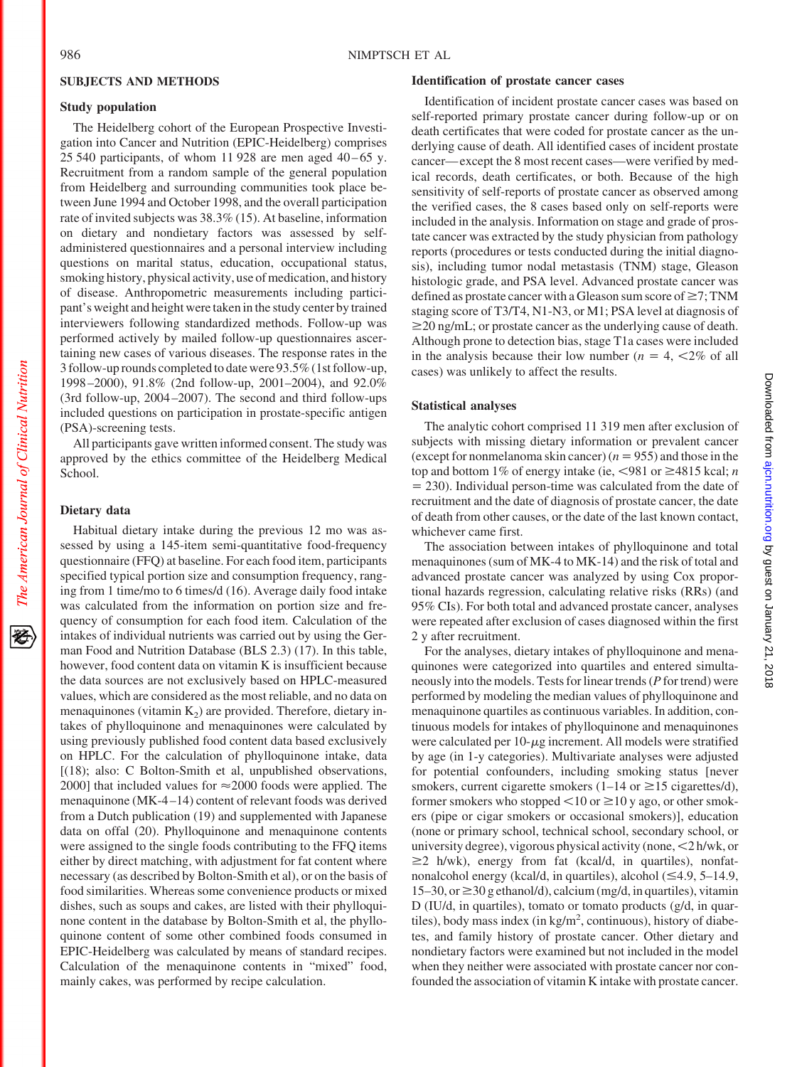## SUBJECTS AND METHODS

### Study population

The Heidelberg cohort of the European Prospective Investigation into Cancer and Nutrition (EPIC-Heidelberg) comprises 25 540 participants, of whom 11 928 are men aged 40–65 y. Recruitment from a random sample of the general population from Heidelberg and surrounding communities took place between June 1994 and October 1998, and the overall participation rate of invited subjects was 38.3% (15). At baseline, information on dietary and nondietary factors was assessed by self-administered questionnaires and a personal interview including questions on marital status, education, occupational status, smoking history, physical activity, use of medication, and history of disease. Anthropometric measurements including participant's weight and height were taken in the study center by trained interviewers following standardized methods. Follow-up was performed actively by mailed follow-up questionnaires ascertaining new cases of various diseases. The response rates in the 3 follow-up rounds completed to date were 93.5% (1st follow-up, 1998–2000), 91.8% (2nd follow-up, 2001–2004), and 92.0% (3rd follow-up, 2004–2007). The second and third follow-ups included questions on participation in prostate-specific antigen (PSA)-screening tests.

All participants gave written informed consent. The study was approved by the ethics committee of the Heidelberg Medical School.

### Dietary data

Habitual dietary intake during the previous 12 mo was assessed by using a 145-item semi-quantitative food-frequency questionnaire (FFQ) at baseline. For each food item, participants specified typical portion size and consumption frequency, ranging from 1 time/mo to 6 times/d (16). Average daily food intake was calculated from the information on portion size and frequency of consumption for each food item. Calculation of the intakes of individual nutrients was carried out by using the German Food and Nutrition Database (BLS 2.3) (17). In this table, however, food content data on vitamin K is insufficient because the data sources are not exclusively based on HPLC-measured values, which are considered as the most reliable, and no data on menaquinones (vitamin $K_2$) are provided. Therefore, dietary intakes of phylloquinone and menaquinones were calculated by using previously published food content data based exclusively on HPLC. For the calculation of phylloquinone intake, data [(18); also: C Bolton-Smith et al, unpublished observations, 2000] that included values for ≈2000 foods were applied. The menaquinone (MK-4–14) content of relevant foods was derived from a Dutch publication (19) and supplemented with Japanese data on offal (20). Phylloquinone and menaquinone contents were assigned to the single foods contributing to the FFQ items either by direct matching, with adjustment for fat content where necessary (as described by Bolton-Smith et al), or on the basis of food similarities. Whereas some convenience products or mixed dishes, such as soups and cakes, are listed with their phylloquinone content in the database by Bolton-Smith et al, the phylloquinone content of some other combined foods consumed in EPIC-Heidelberg was calculated by means of standard recipes. Calculation of the menaquinone contents in "mixed" food, mainly cakes, was performed by recipe calculation.

### Identification of prostate cancer cases

Identification of incident prostate cancer cases was based on self-reported primary prostate cancer during follow-up or on death certificates that were coded for prostate cancer as the underlying cause of death. All identified cases of incident prostate cancer—except the 8 most recent cases—were verified by medical records, death certificates, or both. Because of the high sensitivity of self-reports of prostate cancer as observed among the verified cases, the 8 cases based only on self-reports were included in the analysis. Information on stage and grade of prostate cancer was extracted by the study physician from pathology reports (procedures or tests conducted during the initial diagnosis), including tumor nodal metastasis (TNM) stage, Gleason histologic grade, and PSA level. Advanced prostate cancer was defined as prostate cancer with a Gleason sum score of ≥7; TNM staging score of T3/T4, N1-N3, or M1; PSA level at diagnosis of ≥20 ng/mL; or prostate cancer as the underlying cause of death. Although prone to detection bias, stage T1a cases were included in the analysis because their low number ($n$ = 4, <2% of all cases) was unlikely to affect the results.

### Statistical analyses

The analytic cohort comprised 11 319 men after exclusion of subjects with missing dietary information or prevalent cancer (except for nonmelanoma skin cancer) ($n$ = 955) and those in the top and bottom 1% of energy intake (ie, <981 or ≥4815 kcal; $n$ = 230). Individual person-time was calculated from the date of recruitment and the date of diagnosis of prostate cancer, the date of death from other causes, or the date of the last known contact, whichever came first.

The association between intakes of phylloquinone and total menaquinones (sum of MK-4 to MK-14) and the risk of total and advanced prostate cancer was analyzed by using Cox proportional hazards regression, calculating relative risks (RRs) (and 95% CIs). For both total and advanced prostate cancer, analyses were repeated after exclusion of cases diagnosed within the first 2 y after recruitment.

For the analyses, dietary intakes of phylloquinone and menaquinones were categorized into quartiles and entered simultaneously into the models. Tests for linear trends ($P$ for trend) were performed by modeling the median values of phylloquinone and menaquinone quartiles as continuous variables. In addition, continuous models for intakes of phylloquinone and menaquinones were calculated per 10-$\mu$g increment. All models were stratified by age (in 1-y categories). Multivariate analyses were adjusted for potential confounders, including smoking status [never smokers, current cigarette smokers (1–14 or ≥15 cigarettes/d), former smokers who stopped <10 or ≥10 y ago, or other smokers (pipe or cigar smokers or occasional smokers)], education (none or primary school, technical school, secondary school, or university degree), vigorous physical activity (none, <2 h/wk, or ≥2 h/wk), energy from fat (kcal/d, in quartiles), nonfat-nonalcohol energy (kcal/d, in quartiles), alcohol (≤4.9, 5–14.9, 15–30, or ≥30 g ethanol/d), calcium (mg/d, in quartiles), vitamin D (IU/d, in quartiles), tomato or tomato products (g/d, in quartiles), body mass index (in kg/$m^2$, continuous), history of diabetes, and family history of prostate cancer. Other dietary and nondietary factors were examined but not included in the model when they neither were associated with prostate cancer nor confounded the association of vitamin K intake with prostate cancer.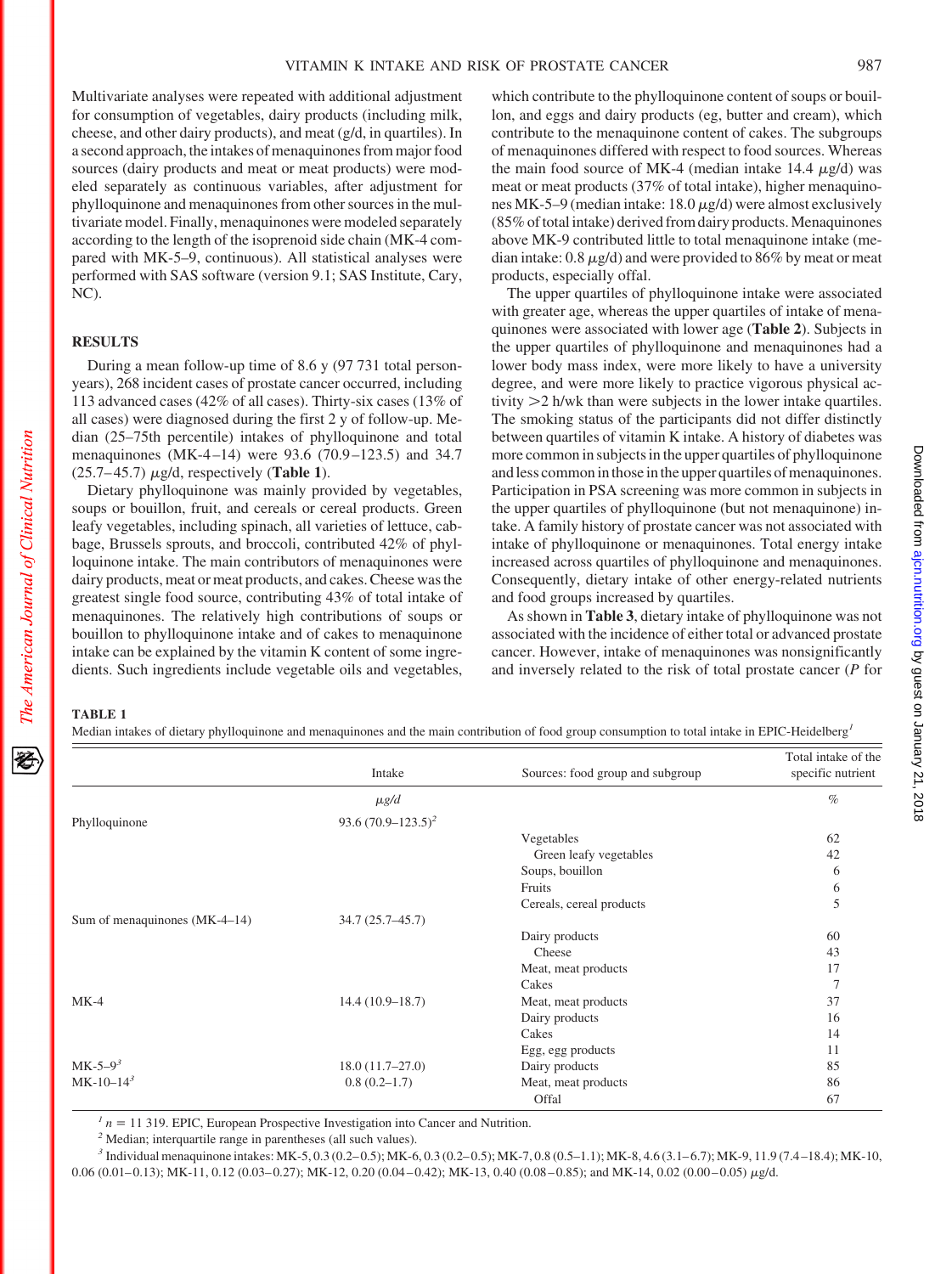Multivariate analyses were repeated with additional adjustment for consumption of vegetables, dairy products (including milk, cheese, and other dairy products), and meat (g/d, in quartiles). In a second approach, the intakes of menaquinones from major food sources (dairy products and meat or meat products) were modeled separately as continuous variables, after adjustment for phylloquinone and menaquinones from other sources in the multivariate model. Finally, menaquinones were modeled separately according to the length of the isoprenoid side chain (MK-4 compared with MK-5–9, continuous). All statistical analyses were performed with SAS software (version 9.1; SAS Institute, Cary, NC).

## RESULTS

During a mean follow-up time of 8.6 y (97 731 total person-years), 268 incident cases of prostate cancer occurred, including 113 advanced cases (42% of all cases). Thirty-six cases (13% of all cases) were diagnosed during the first 2 y of follow-up. Median (25–75th percentile) intakes of phylloquinone and total menaquinones (MK-4–14) were 93.6 (70.9–123.5) and 34.7 (25.7–45.7) μg/d, respectively (**Table 1**).

Dietary phylloquinone was mainly provided by vegetables, soups or bouillon, fruit, and cereals or cereal products. Green leafy vegetables, including spinach, all varieties of lettuce, cabbage, Brussels sprouts, and broccoli, contributed 42% of phylloquinone intake. The main contributors of menaquinones were dairy products, meat or meat products, and cakes. Cheese was the greatest single food source, contributing 43% of total intake of menaquinones. The relatively high contributions of soups or bouillon to phylloquinone intake and of cakes to menaquinone intake can be explained by the vitamin K content of some ingredients. Such ingredients include vegetable oils and vegetables, which contribute to the phylloquinone content of soups or bouillon, and eggs and dairy products (eg, butter and cream), which contribute to the menaquinone content of cakes. The subgroups of menaquinones differed with respect to food sources. Whereas the main food source of MK-4 (median intake 14.4 μg/d) was meat or meat products (37% of total intake), higher menaquinones MK-5–9 (median intake: 18.0 μg/d) were almost exclusively (85% of total intake) derived from dairy products. Menaquinones above MK-9 contributed little to total menaquinone intake (median intake: 0.8 μg/d) and were provided to 86% by meat or meat products, especially offal.

The upper quartiles of phylloquinone intake were associated with greater age, whereas the upper quartiles of intake of menaquinones were associated with lower age (**Table 2**). Subjects in the upper quartiles of phylloquinone and menaquinones had a lower body mass index, were more likely to have a university degree, and were more likely to practice vigorous physical activity >2 h/wk than were subjects in the lower intake quartiles. The smoking status of the participants did not differ distinctly between quartiles of vitamin K intake. A history of diabetes was more common in subjects in the upper quartiles of phylloquinone and less common in those in the upper quartiles of menaquinones. Participation in PSA screening was more common in subjects in the upper quartiles of phylloquinone (but not menaquinone) intake. A family history of prostate cancer was not associated with intake of phylloquinone or menaquinones. Total energy intake increased across quartiles of phylloquinone and menaquinones. Consequently, dietary intake of other energy-related nutrients and food groups increased by quartiles.

As shown in **Table 3**, dietary intake of phylloquinone was not associated with the incidence of either total or advanced prostate cancer. However, intake of menaquinones was nonsignificantly and inversely related to the risk of total prostate cancer (*P* for

**TABLE 1**
Median intakes of dietary phylloquinone and menaquinones and the main contribution of food group consumption to total intake in EPIC-Heidelberg[1]

| | Intake | Sources: food group and subgroup | Total intake of the specific nutrient |
|---|---|---|---|
| | *μg/d* | | *%* |
| Phylloquinone | 93.6 (70.9–123.5)[2] | | |
| | | Vegetables | 62 |
| | | Green leafy vegetables | 42 |
| | | Soups, bouillon | 6 |
| | | Fruits | 6 |
| | | Cereals, cereal products | 5 |
| Sum of menaquinones (MK-4–14) | 34.7 (25.7–45.7) | | |
| | | Dairy products | 60 |
| | | Cheese | 43 |
| | | Meat, meat products | 17 |
| | | Cakes | 7 |
| MK-4 | 14.4 (10.9–18.7) | Meat, meat products | 37 |
| | | Dairy products | 16 |
| | | Cakes | 14 |
| | | Egg, egg products | 11 |
| MK-5–9[3] | 18.0 (11.7–27.0) | Dairy products | 85 |
| MK-10–14[3] | 0.8 (0.2–1.7) | Meat, meat products | 86 |
| | | Offal | 67 |

[1] n = 11 319. EPIC, European Prospective Investigation into Cancer and Nutrition.
[2] Median; interquartile range in parentheses (all such values).
[3] Individual menaquinone intakes: MK-5, 0.3 (0.2–0.5); MK-6, 0.3 (0.2–0.5); MK-7, 0.8 (0.5–1.1); MK-8, 4.6 (3.1–6.7); MK-9, 11.9 (7.4–18.4); MK-10, 0.06 (0.01–0.13); MK-11, 0.12 (0.03–0.27); MK-12, 0.20 (0.04–0.42); MK-13, 0.40 (0.08–0.85); and MK-14, 0.02 (0.00–0.05) μg/d.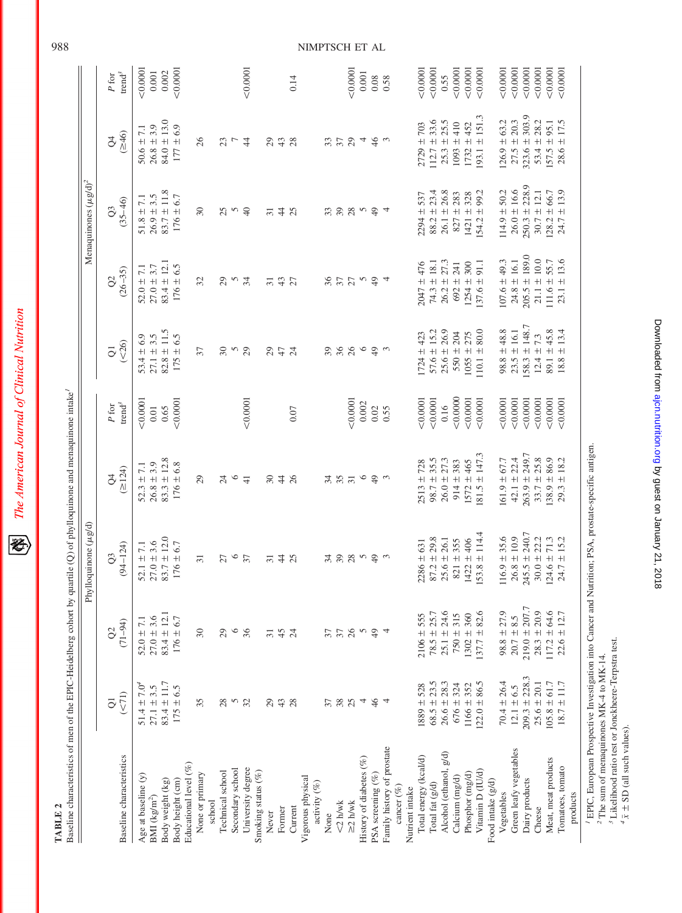**TABLE 2**

Baseline characteristics of men of the EPIC-Heidelberg cohort by quartile (Q) of phylloquinone and menaquinone intake[1]

| Baseline characteristics | Phylloquinone (μg/d) | | | | | Menaquinones (μg/d)[2] | | | | |
|---|---|---|---|---|---|---|---|---|---|---|
| | Q1 (<71) | Q2 (71–94) | Q3 (94–124) | Q4 (≥124) | P for trend[3] | Q1 (<26) | Q2 (26–35) | Q3 (35–46) | Q4 (≥46) | P for trend[3] |
| Age at baseline (y) | 51.4 ± 7.0[4] | 52.0 ± 7.1 | 52.1 ± 7.1 | 52.3 ± 7.1 | <0.0001 | 53.4 ± 6.9 | 52.0 ± 7.1 | 51.8 ± 7.1 | 50.6 ± 7.1 | <0.0001 |
| BMI (kg/m²) | 27.1 ± 3.5 | 27.0 ± 3.6 | 27.0 ± 3.6 | 26.8 ± 3.9 | 0.01 | 27.1 ± 3.5 | 27.0 ± 3.7 | 26.9 ± 3.5 | 26.8 ± 3.9 | 0.001 |
| Body weight (kg) | 83.4 ± 11.7 | 83.4 ± 12.1 | 83.7 ± 12.0 | 83.3 ± 12.8 | 0.65 | 82.8 ± 11.5 | 83.4 ± 12.1 | 83.7 ± 11.8 | 84.0 ± 13.0 | 0.002 |
| Body height (cm) | 175 ± 6.5 | 176 ± 6.7 | 176 ± 6.7 | 176 ± 6.8 | <0.0001 | 175 ± 6.5 | 176 ± 6.5 | 176 ± 6.7 | 177 ± 6.9 | <0.0001 |
| Educational level (%) | | | | | | | | | | |
| None or primary school | 35 | 30 | 31 | 29 | | 37 | 32 | 30 | 26 | |
| Technical school | 28 | 29 | 27 | 24 | | 30 | 29 | 25 | 23 | |
| Secondary school | 5 | 6 | 6 | 6 | | 5 | 5 | 5 | 7 | |
| University degree | 32 | 36 | 37 | 41 | <0.0001 | 29 | 34 | 40 | 44 | <0.0001 |
| Smoking status (%) | | | | | | | | | | |
| Never | 29 | 31 | 31 | 30 | | 29 | 31 | 31 | 29 | |
| Former | 43 | 45 | 44 | 44 | | 47 | 43 | 44 | 43 | |
| Current | 28 | 24 | 25 | 26 | 0.07 | 24 | 27 | 25 | 28 | 0.14 |
| Vigorous physical activity (%) | | | | | | | | | | |
| None | 37 | 37 | 34 | 34 | | 39 | 36 | 33 | 33 | |
| <2 h/wk | 38 | 37 | 39 | 35 | | 36 | 37 | 39 | 37 | |
| ≥2 h/wk | 25 | 26 | 28 | 31 | <0.0001 | 26 | 27 | 28 | 29 | <0.0001 |
| History of diabetes (%) | 4 | 5 | 5 | 6 | 0.002 | 6 | 5 | 5 | 4 | 0.001 |
| PSA screening (%) | 46 | 49 | 49 | 49 | 0.02 | 49 | 49 | 49 | 46 | 0.08 |
| Family history of prostate cancer (%) | 4 | 4 | 3 | 3 | 0.55 | 3 | 4 | 4 | 3 | 0.58 |
| Nutrient intake | | | | | | | | | | |
| Total energy (kcal/d) | 1889 ± 528 | 2106 ± 555 | 2286 ± 631 | 2513 ± 728 | <0.0001 | 1724 ± 423 | 2047 ± 476 | 2294 ± 537 | 2729 ± 703 | <0.0001 |
| Total fat (g/d) | 68.5 ± 23.5 | 78.5 ± 25.7 | 87.2 ± 29.8 | 98.7 ± 35.5 | <0.0001 | 57.6 ± 15.2 | 74.3 ± 18.1 | 88.2 ± 23.4 | 112.7 ± 33.6 | <0.0001 |
| Alcohol (ethanol, g/d) | 26.6 ± 28.3 | 25.1 ± 24.6 | 25.6 ± 26.1 | 26.0 ± 27.3 | 0.16 | 25.6 ± 26.9 | 26.2 ± 27.3 | 26.1 ± 26.8 | 25.3 ± 25.5 | 0.55 |
| Calcium (mg/d) | 676 ± 324 | 750 ± 315 | 821 ± 355 | 914 ± 383 | <0.0000 | 550 ± 204 | 692 ± 241 | 827 ± 283 | 1093 ± 410 | <0.0001 |
| Phosphor (mg/d) | 1166 ± 352 | 1302 ± 360 | 1422 ± 406 | 1572 ± 465 | <0.0001 | 1055 ± 275 | 1254 ± 300 | 1421 ± 328 | 1732 ± 452 | <0.0001 |
| Vitamin D (IU/d) | 122.0 ± 86.5 | 137.7 ± 82.6 | 153.8 ± 114.4 | 181.5 ± 147.3 | <0.0001 | 110.1 ± 80.0 | 137.6 ± 91.1 | 154.2 ± 99.2 | 193.1 ± 151.3 | <0.0001 |
| Food intake (g/d) | | | | | | | | | | |
| Vegetables | 70.4 ± 26.4 | 98.8 ± 27.9 | 116.9 ± 35.6 | 161.9 ± 67.7 | <0.0001 | 98.8 ± 48.8 | 107.6 ± 49.3 | 114.9 ± 50.2 | 126.9 ± 63.2 | <0.0001 |
| Green leafy vegetables | 12.1 ± 6.5 | 20.7 ± 8.5 | 26.8 ± 10.9 | 42.1 ± 22.4 | <0.0001 | 23.5 ± 16.1 | 24.8 ± 16.1 | 26.0 ± 16.6 | 27.5 ± 20.3 | <0.0001 |
| Dairy products | 209.3 ± 228.3 | 219.0 ± 207.7 | 245.5 ± 240.7 | 263.9 ± 249.7 | <0.0001 | 158.3 ± 148.7 | 205.5 ± 189.0 | 250.3 ± 228.9 | 323.6 ± 303.9 | <0.0001 |
| Cheese | 25.6 ± 20.1 | 28.3 ± 20.9 | 30.0 ± 22.2 | 33.7 ± 25.8 | <0.0001 | 12.4 ± 7.3 | 21.1 ± 10.0 | 30.7 ± 12.1 | 53.4 ± 28.2 | <0.0001 |
| Meat, meat products | 105.8 ± 61.7 | 117.2 ± 64.6 | 124.6 ± 71.3 | 138.9 ± 86.9 | <0.0001 | 89.1 ± 45.8 | 111.6 ± 55.7 | 128.2 ± 66.7 | 157.5 ± 95.1 | <0.0001 |
| Tomatoes, tomato products | 18.7 ± 11.7 | 22.6 ± 12.7 | 24.7 ± 15.2 | 29.3 ± 18.2 | <0.0001 | 18.8 ± 13.4 | 23.1 ± 13.6 | 24.7 ± 13.9 | 28.6 ± 17.5 | <0.0001 |

[1] EPIC, European Prospective Investigation into Cancer and Nutrition; PSA, prostate-specific antigen.

[2] The sum of menaquinones MK-4 to MK-14.

[3] Likelihood ratio test or Jonckheere-Terpstra test.

[4] $\bar{x}$ ± SD (all such values).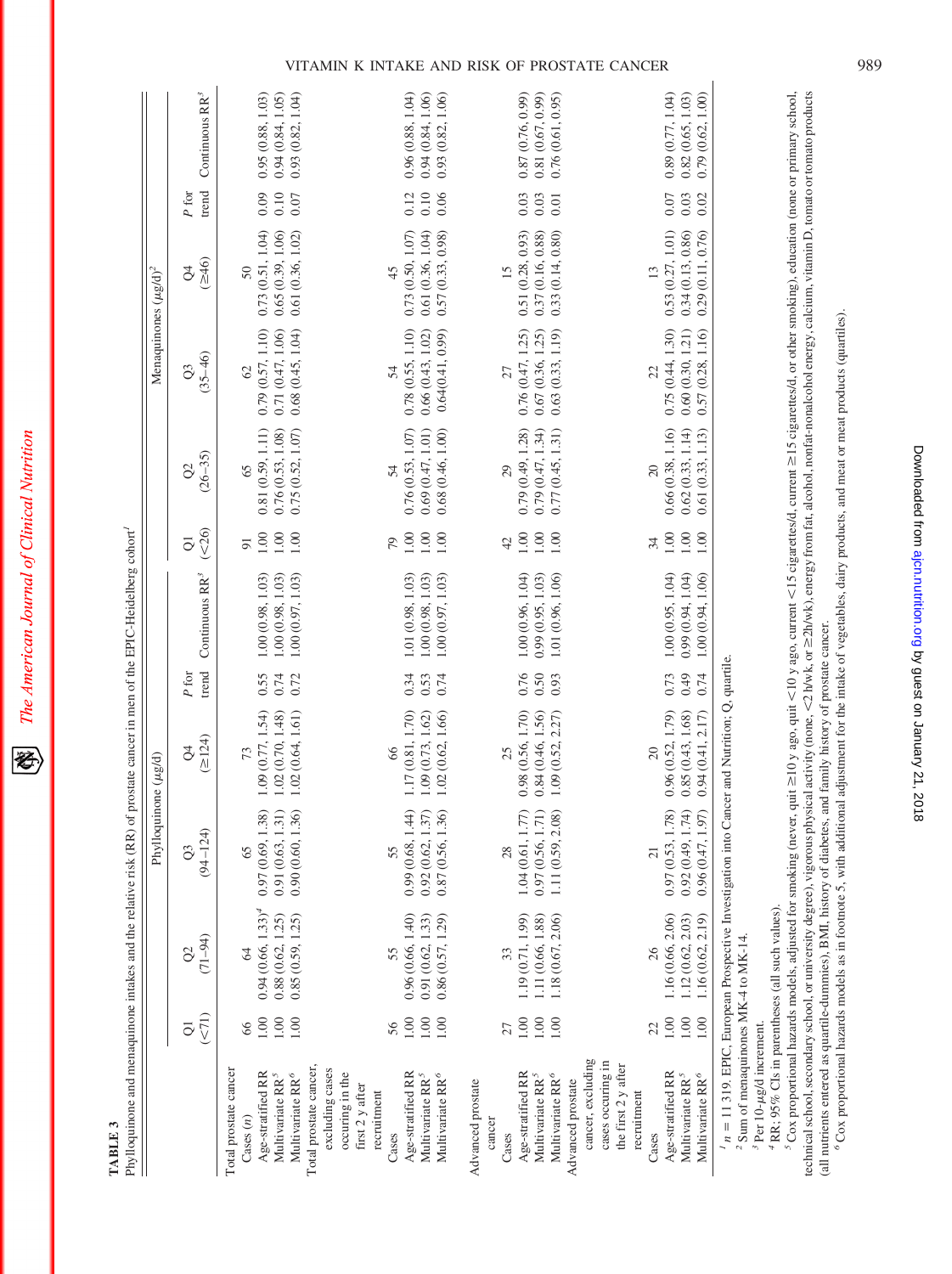**TABLE 3**

Phylloquinone and menaquinone intakes and the relative risk (RR) of prostate cancer in men of the EPIC-Heidelberg cohort[1]

| | Phylloquinone (μg/d) | | | | | | Menaquinones (μg/d)[2] | | | | | |
|---|---|---|---|---|---|---|---|---|---|---|---|---|
| | Q1 (<71) | Q2 (71–94) | Q3 (94–124) | Q4 (≥124) | *P* for trend | Continuous RR[3] | Q1 (<26) | Q2 (26–35) | Q3 (35–46) | Q4 (≥46) | *P* for trend | Continuous RR[3] |
| Total prostate cancer | | | | | | | | | | | | |
| Cases (*n*) | 66 | 64 | 65 | 73 | | | 91 | 65 | 62 | 50 | | |
| Age-stratified RR | 1.00 | 0.94 (0.66, 1.33)[4] | 0.97 (0.69, 1.38) | 1.09 (0.77, 1.54) | 0.55 | 1.00 (0.98, 1.03) | 1.00 | 0.81 (0.59, 1.11) | 0.79 (0.57, 1.10) | 0.73 (0.51, 1.04) | 0.09 | 0.95 (0.88, 1.03) |
| Multivariate RR[5] | 1.00 | 0.88 (0.62, 1.25) | 0.91 (0.63, 1.31) | 1.02 (0.70, 1.48) | 0.74 | 1.00 (0.98, 1.03) | 1.00 | 0.76 (0.53, 1.08) | 0.71 (0.47, 1.06) | 0.65 (0.39, 1.06) | 0.10 | 0.94 (0.84, 1.05) |
| Multivariate RR[6] | 1.00 | 0.85 (0.59, 1.25) | 0.90 (0.60, 1.36) | 1.02 (0.64, 1.61) | 0.72 | 1.00 (0.97, 1.03) | 1.00 | 0.75 (0.52, 1.07) | 0.68 (0.45, 1.04) | 0.61 (0.36, 1.02) | 0.07 | 0.93 (0.82, 1.04) |
| Total prostate cancer, excluding cases occuring in the first 2 y after recruitment | | | | | | | | | | | | |
| Cases | 56 | 55 | 55 | 66 | | | 79 | 54 | 54 | 45 | | |
| Age-stratified RR | 1.00 | 0.96 (0.66, 1.40) | 0.99 (0.68, 1.44) | 1.17 (0.81, 1.70) | 0.34 | 1.01 (0.98, 1.03) | 1.00 | 0.76 (0.53, 1.07) | 0.78 (0.55, 1.10) | 0.73 (0.50, 1.07) | 0.12 | 0.96 (0.88, 1.04) |
| Multivariate RR[5] | 1.00 | 0.91 (0.62, 1.33) | 0.92 (0.62, 1.37) | 1.09 (0.73, 1.62) | 0.53 | 1.00 (0.98, 1.03) | 1.00 | 0.69 (0.47, 1.01) | 0.66 (0.43, 1.02) | 0.61 (0.36, 1.04) | 0.10 | 0.94 (0.84, 1.06) |
| Multivariate RR[6] | 1.00 | 0.86 (0.57, 1.29) | 0.87 (0.56, 1.36) | 1.02 (0.62, 1.66) | 0.74 | 1.00 (0.97, 1.03) | 1.00 | 0.68 (0.46, 1.00) | 0.64(0.41, 0.99) | 0.57 (0.33, 0.98) | 0.06 | 0.93 (0.82, 1.06) |
| Advanced prostate cancer | | | | | | | | | | | | |
| Cases | 27 | 33 | 28 | 25 | | | 42 | 29 | 27 | 15 | | |
| Age-stratified RR | 1.00 | 1.19 (0.71, 1.99) | 1.04 (0.61, 1.77) | 0.98 (0.56, 1.70) | 0.76 | 1.00 (0.96, 1.04) | 1.00 | 0.79 (0.49, 1.28) | 0.76 (0.47, 1.25) | 0.51 (0.28, 0.93) | 0.03 | 0.87 (0.76, 0.99) |
| Multivariate RR[5] | 1.00 | 1.11 (0.66, 1.88) | 0.97 (0.56, 1.71) | 0.84 (0.46, 1.56) | 0.50 | 0.99 (0.95, 1.03) | 1.00 | 0.79 (0.47, 1.34) | 0.67 (0.36, 1.25) | 0.37 (0.16, 0.88) | 0.03 | 0.81 (0.67, 0.99) |
| Multivariate RR[6] | 1.00 | 1.18 (0.67, 2.06) | 1.11 (0.59, 2.08) | 1.09 (0.52, 2.27) | 0.93 | 1.01 (0.96, 1.06) | 1.00 | 0.77 (0.45, 1.31) | 0.63 (0.33, 1.19) | 0.33 (0.14, 0.80) | 0.01 | 0.76 (0.61, 0.95) |
| Advanced prostate cancer, excluding cases occuring in the first 2 y after recruitment | | | | | | | | | | | | |
| Cases | 22 | 26 | 21 | 20 | | | 34 | 20 | 22 | 13 | | |
| Age-stratified RR | 1.00 | 1.16 (0.66, 2.06) | 0.97 (0.53, 1.78) | 0.96 (0.52, 1.79) | 0.73 | 1.00 (0.95, 1.04) | 1.00 | 0.66 (0.38, 1.16) | 0.75 (0.44, 1.30) | 0.53 (0.27, 1.01) | 0.07 | 0.89 (0.77, 1.04) |
| Multivariate RR[5] | 1.00 | 1.12 (0.62, 2.03) | 0.92 (0.49, 1.74) | 0.85 (0.43, 1.68) | 0.49 | 0.99 (0.94, 1.04) | 1.00 | 0.62 (0.33, 1.14) | 0.60 (0.30, 1.21) | 0.34 (0.13, 0.86) | 0.03 | 0.82 (0.65, 1.03) |
| Multivariate RR[6] | 1.00 | 1.16 (0.62, 2.19) | 0.96 (0.47, 1.97) | 0.94 (0.41, 2.17) | 0.74 | 1.00 (0.94, 1.06) | 1.00 | 0.61 (0.33, 1.13) | 0.57 (0.28, 1.16) | 0.29 (0.11, 0.76) | 0.02 | 0.79 (0.62, 1.00) |

[1] *n* = 11 319. EPIC, European Prospective Investigation into Cancer and Nutrition; Q, quartile.

[2] Sum of menaquinones MK-4 to MK-14.

[3] Per 10-μg/d increment.

[4] RR; 95% CIs in parentheses (all such values).

[5] Cox proportional hazards models, adjusted for smoking (never, quit ≥10 y ago, quit <10 y ago, current <15 cigarettes/d, current ≥15 cigarettes/d, or other smoking), education (none or primary school, technical school, secondary school, or university degree), vigorous physical activity (none, <2 h/wk, or ≥2h/wk), energy from fat, alcohol, nonfat-nonalcohol energy, calcium, vitamin D, tomato or tomato products (all nutrients entered as quartile-dummies), BMI, history of diabetes, and family history of prostate cancer.

[6] Cox proportional hazards models as in footnote 5, with additional adjustment for the intake of vegetables, dairy products, and meat or meat products (quartiles).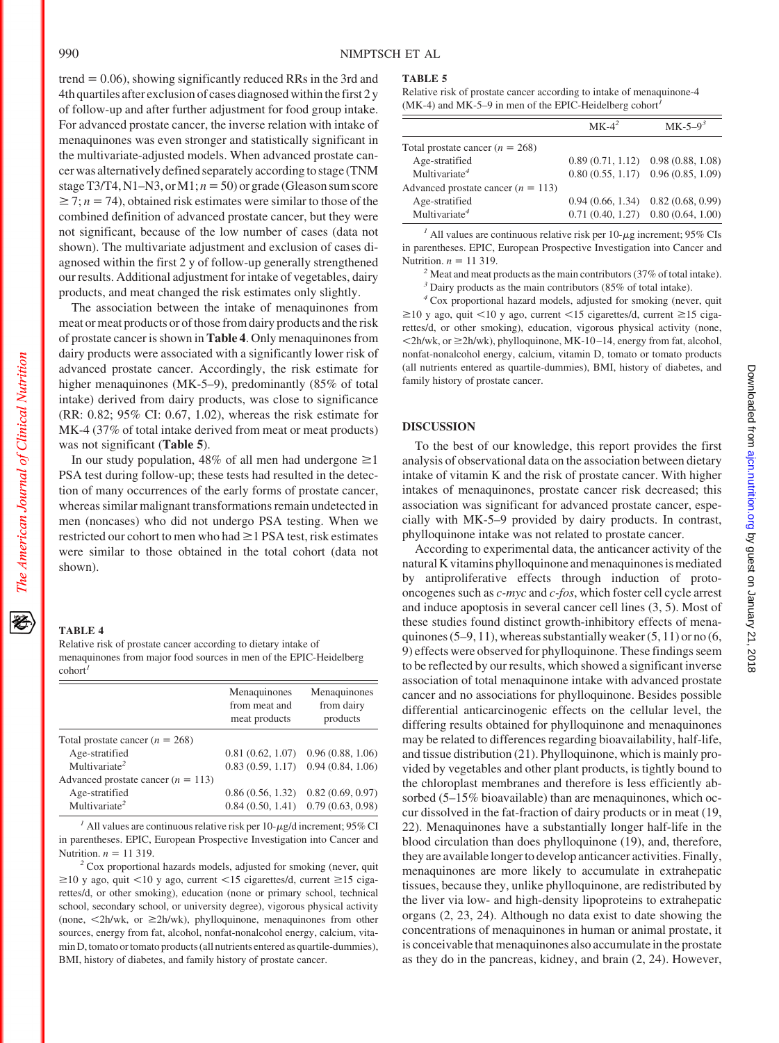trend = 0.06), showing significantly reduced RRs in the 3rd and 4th quartiles after exclusion of cases diagnosed within the first 2 y of follow-up and after further adjustment for food group intake. For advanced prostate cancer, the inverse relation with intake of menaquinones was even stronger and statistically significant in the multivariate-adjusted models. When advanced prostate cancer was alternatively defined separately according to stage (TNM stage T3/T4, N1–N3, or M1; $n = 50$) or grade (Gleason sum score $\geq 7$; $n = 74$), obtained risk estimates were similar to those of the combined definition of advanced prostate cancer, but they were not significant, because of the low number of cases (data not shown). The multivariate adjustment and exclusion of cases diagnosed within the first 2 y of follow-up generally strengthened our results. Additional adjustment for intake of vegetables, dairy products, and meat changed the risk estimates only slightly.

The association between the intake of menaquinones from meat or meat products or of those from dairy products and the risk of prostate cancer is shown in **Table 4**. Only menaquinones from dairy products were associated with a significantly lower risk of advanced prostate cancer. Accordingly, the risk estimate for higher menaquinones (MK-5–9), predominantly (85% of total intake) derived from dairy products, was close to significance (RR: 0.82; 95% CI: 0.67, 1.02), whereas the risk estimate for MK-4 (37% of total intake derived from meat or meat products) was not significant (**Table 5**).

In our study population, 48% of all men had undergone $\geq 1$ PSA test during follow-up; these tests had resulted in the detection of many occurrences of the early forms of prostate cancer, whereas similar malignant transformations remain undetected in men (noncases) who did not undergo PSA testing. When we restricted our cohort to men who had $\geq 1$ PSA test, risk estimates were similar to those obtained in the total cohort (data not shown).

**TABLE 4**
Relative risk of prostate cancer according to dietary intake of menaquinones from major food sources in men of the EPIC-Heidelberg cohort[1]

| | Menaquinones from meat and meat products | Menaquinones from dairy products |
|---|---|---|
| Total prostate cancer ($n = 268$) | | |
| Age-stratified | 0.81 (0.62, 1.07) | 0.96 (0.88, 1.06) |
| Multivariate[2] | 0.83 (0.59, 1.17) | 0.94 (0.84, 1.06) |
| Advanced prostate cancer ($n = 113$) | | |
| Age-stratified | 0.86 (0.56, 1.32) | 0.82 (0.69, 0.97) |
| Multivariate[2] | 0.84 (0.50, 1.41) | 0.79 (0.63, 0.98) |

[1] All values are continuous relative risk per 10-$\mu$g/d increment; 95% CI in parentheses. EPIC, European Prospective Investigation into Cancer and Nutrition. $n = 11\,319$.

[2] Cox proportional hazards models, adjusted for smoking (never, quit $\geq 10$ y ago, quit $<10$ y ago, current $<15$ cigarettes/d, current $\geq 15$ cigarettes/d, or other smoking), education (none or primary school, technical school, secondary school, or university degree), vigorous physical activity (none, $<2$h/wk, or $\geq 2$h/wk), phylloquinone, menaquinones from other sources, energy from fat, alcohol, nonfat-nonalcohol energy, calcium, vitamin D, tomato or tomato products (all nutrients entered as quartile-dummies), BMI, history of diabetes, and family history of prostate cancer.

**TABLE 5**
Relative risk of prostate cancer according to intake of menaquinone-4 (MK-4) and MK-5–9 in men of the EPIC-Heidelberg cohort[1]

| | MK-4[2] | MK-5–9[3] |
|---|---|---|
| Total prostate cancer ($n = 268$) | | |
| Age-stratified | 0.89 (0.71, 1.12) | 0.98 (0.88, 1.08) |
| Multivariate[4] | 0.80 (0.55, 1.17) | 0.96 (0.85, 1.09) |
| Advanced prostate cancer ($n = 113$) | | |
| Age-stratified | 0.94 (0.66, 1.34) | 0.82 (0.68, 0.99) |
| Multivariate[4] | 0.71 (0.40, 1.27) | 0.80 (0.64, 1.00) |

[1] All values are continuous relative risk per 10-$\mu$g increment; 95% CIs in parentheses. EPIC, European Prospective Investigation into Cancer and Nutrition. $n = 11\,319$.

[2] Meat and meat products as the main contributors (37% of total intake).

[3] Dairy products as the main contributors (85% of total intake).

[4] Cox proportional hazard models, adjusted for smoking (never, quit $\geq 10$ y ago, quit $<10$ y ago, current $<15$ cigarettes/d, current $\geq 15$ cigarettes/d, or other smoking), education, vigorous physical activity (none, $<2$h/wk, or $\geq 2$h/wk), phylloquinone, MK-10–14, energy from fat, alcohol, nonfat-nonalcohol energy, calcium, vitamin D, tomato or tomato products (all nutrients entered as quartile-dummies), BMI, history of diabetes, and family history of prostate cancer.

## DISCUSSION

To the best of our knowledge, this report provides the first analysis of observational data on the association between dietary intake of vitamin K and the risk of prostate cancer. With higher intakes of menaquinones, prostate cancer risk decreased; this association was significant for advanced prostate cancer, especially with MK-5–9 provided by dairy products. In contrast, phylloquinone intake was not related to prostate cancer.

According to experimental data, the anticancer activity of the natural K vitamins phylloquinone and menaquinones is mediated by antiproliferative effects through induction of protooncogenes such as *c-myc* and *c-fos*, which foster cell cycle arrest and induce apoptosis in several cancer cell lines (3, 5). Most of these studies found distinct growth-inhibitory effects of menaquinones (5–9, 11), whereas substantially weaker (5, 11) or no (6, 9) effects were observed for phylloquinone. These findings seem to be reflected by our results, which showed a significant inverse association of total menaquinone intake with advanced prostate cancer and no associations for phylloquinone. Besides possible differential anticarcinogenic effects on the cellular level, the differing results obtained for phylloquinone and menaquinones may be related to differences regarding bioavailability, half-life, and tissue distribution (21). Phylloquinone, which is mainly provided by vegetables and other plant products, is tightly bound to the chloroplast membranes and therefore is less efficiently absorbed (5–15% bioavailable) than are menaquinones, which occur dissolved in the fat-fraction of dairy products or in meat (19, 22). Menaquinones have a substantially longer half-life in the blood circulation than does phylloquinone (19), and, therefore, they are available longer to develop anticancer activities. Finally, menaquinones are more likely to accumulate in extrahepatic tissues, because they, unlike phylloquinone, are redistributed by the liver via low- and high-density lipoproteins to extrahepatic organs (2, 23, 24). Although no data exist to date showing the concentrations of menaquinones in human or animal prostate, it is conceivable that menaquinones also accumulate in the prostate as they do in the pancreas, kidney, and brain (2, 24). However,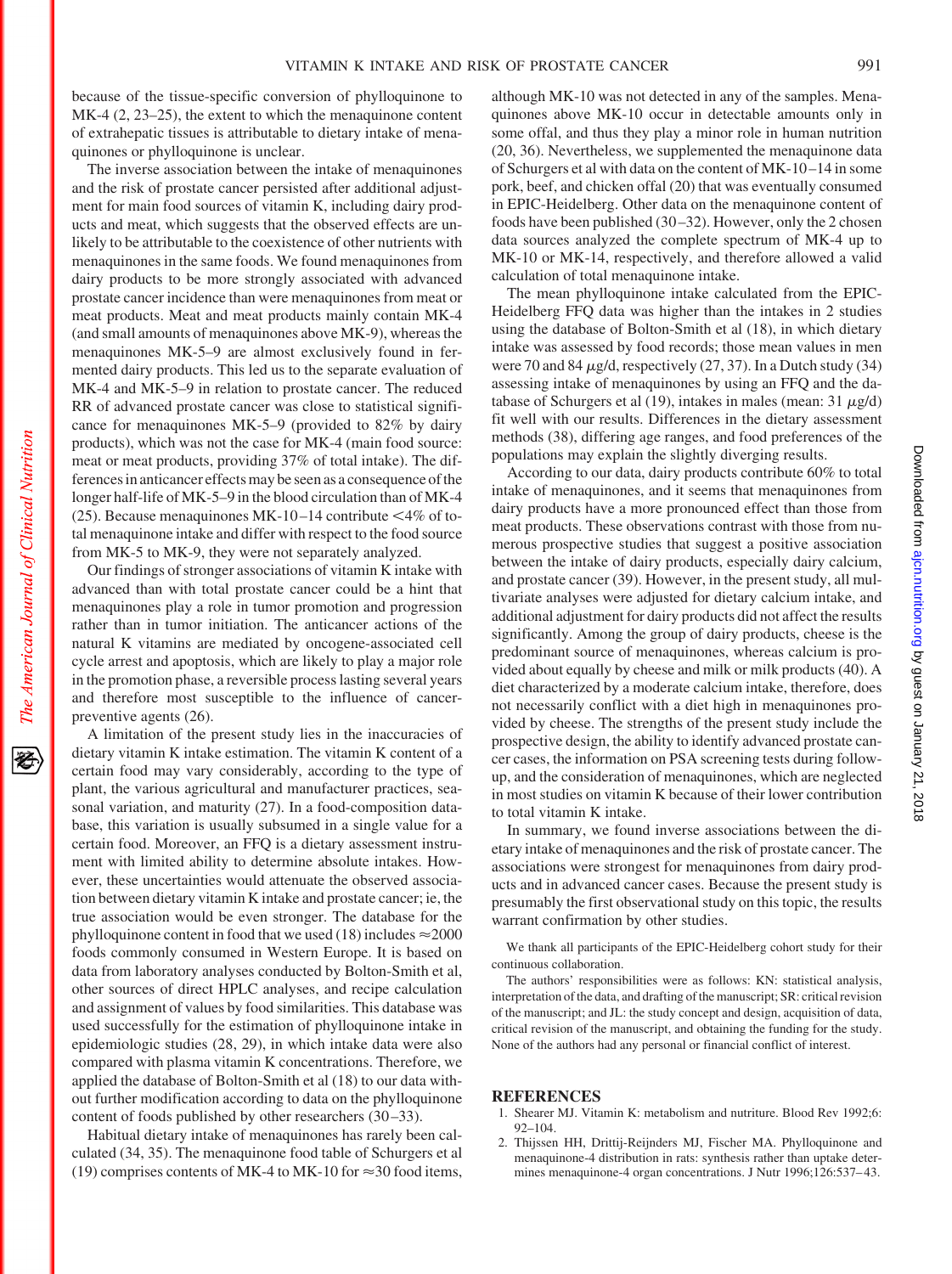because of the tissue-specific conversion of phylloquinone to MK-4 (2, 23–25), the extent to which the menaquinone content of extrahepatic tissues is attributable to dietary intake of menaquinones or phylloquinone is unclear.

The inverse association between the intake of menaquinones and the risk of prostate cancer persisted after additional adjustment for main food sources of vitamin K, including dairy products and meat, which suggests that the observed effects are unlikely to be attributable to the coexistence of other nutrients with menaquinones in the same foods. We found menaquinones from dairy products to be more strongly associated with advanced prostate cancer incidence than were menaquinones from meat or meat products. Meat and meat products mainly contain MK-4 (and small amounts of menaquinones above MK-9), whereas the menaquinones MK-5–9 are almost exclusively found in fermented dairy products. This led us to the separate evaluation of MK-4 and MK-5–9 in relation to prostate cancer. The reduced RR of advanced prostate cancer was close to statistical significance for menaquinones MK-5–9 (provided to 82% by dairy products), which was not the case for MK-4 (main food source: meat or meat products, providing 37% of total intake). The differences in anticancer effects may be seen as a consequence of the longer half-life of MK-5–9 in the blood circulation than of MK-4 (25). Because menaquinones MK-10–14 contribute <4% of total menaquinone intake and differ with respect to the food source from MK-5 to MK-9, they were not separately analyzed.

Our findings of stronger associations of vitamin K intake with advanced than with total prostate cancer could be a hint that menaquinones play a role in tumor promotion and progression rather than in tumor initiation. The anticancer actions of the natural K vitamins are mediated by oncogene-associated cell cycle arrest and apoptosis, which are likely to play a major role in the promotion phase, a reversible process lasting several years and therefore most susceptible to the influence of cancer-preventive agents (26).

A limitation of the present study lies in the inaccuracies of dietary vitamin K intake estimation. The vitamin K content of a certain food may vary considerably, according to the type of plant, the various agricultural and manufacturer practices, seasonal variation, and maturity (27). In a food-composition database, this variation is usually subsumed in a single value for a certain food. Moreover, an FFQ is a dietary assessment instrument with limited ability to determine absolute intakes. However, these uncertainties would attenuate the observed association between dietary vitamin K intake and prostate cancer; ie, the true association would be even stronger. The database for the phylloquinone content in food that we used (18) includes ≈2000 foods commonly consumed in Western Europe. It is based on data from laboratory analyses conducted by Bolton-Smith et al, other sources of direct HPLC analyses, and recipe calculation and assignment of values by food similarities. This database was used successfully for the estimation of phylloquinone intake in epidemiologic studies (28, 29), in which intake data were also compared with plasma vitamin K concentrations. Therefore, we applied the database of Bolton-Smith et al (18) to our data without further modification according to data on the phylloquinone content of foods published by other researchers (30–33).

Habitual dietary intake of menaquinones has rarely been calculated (34, 35). The menaquinone food table of Schurgers et al (19) comprises contents of MK-4 to MK-10 for ≈30 food items, although MK-10 was not detected in any of the samples. Menaquinones above MK-10 occur in detectable amounts only in some offal, and thus they play a minor role in human nutrition (20, 36). Nevertheless, we supplemented the menaquinone data of Schurgers et al with data on the content of MK-10–14 in some pork, beef, and chicken offal (20) that was eventually consumed in EPIC-Heidelberg. Other data on the menaquinone content of foods have been published (30–32). However, only the 2 chosen data sources analyzed the complete spectrum of MK-4 up to MK-10 or MK-14, respectively, and therefore allowed a valid calculation of total menaquinone intake.

The mean phylloquinone intake calculated from the EPIC-Heidelberg FFQ data was higher than the intakes in 2 studies using the database of Bolton-Smith et al (18), in which dietary intake was assessed by food records; those mean values in men were 70 and 84 μg/d, respectively (27, 37). In a Dutch study (34) assessing intake of menaquinones by using an FFQ and the database of Schurgers et al (19), intakes in males (mean: 31 μg/d) fit well with our results. Differences in the dietary assessment methods (38), differing age ranges, and food preferences of the populations may explain the slightly diverging results.

According to our data, dairy products contribute 60% to total intake of menaquinones, and it seems that menaquinones from dairy products have a more pronounced effect than those from meat products. These observations contrast with those from numerous prospective studies that suggest a positive association between the intake of dairy products, especially dairy calcium, and prostate cancer (39). However, in the present study, all multivariate analyses were adjusted for dietary calcium intake, and additional adjustment for dairy products did not affect the results significantly. Among the group of dairy products, cheese is the predominant source of menaquinones, whereas calcium is provided about equally by cheese and milk or milk products (40). A diet characterized by a moderate calcium intake, therefore, does not necessarily conflict with a diet high in menaquinones provided by cheese. The strengths of the present study include the prospective design, the ability to identify advanced prostate cancer cases, the information on PSA screening tests during follow-up, and the consideration of menaquinones, which are neglected in most studies on vitamin K because of their lower contribution to total vitamin K intake.

In summary, we found inverse associations between the dietary intake of menaquinones and the risk of prostate cancer. The associations were strongest for menaquinones from dairy products and in advanced cancer cases. Because the present study is presumably the first observational study on this topic, the results warrant confirmation by other studies.

We thank all participants of the EPIC-Heidelberg cohort study for their continuous collaboration.

The authors' responsibilities were as follows: KN: statistical analysis, interpretation of the data, and drafting of the manuscript; SR: critical revision of the manuscript; and JL: the study concept and design, acquisition of data, critical revision of the manuscript, and obtaining the funding for the study. None of the authors had any personal or financial conflict of interest.

## REFERENCES

1. Shearer MJ. Vitamin K: metabolism and nutriture. Blood Rev 1992;6: 92–104.
2. Thijssen HH, Drittij-Reijnders MJ, Fischer MA. Phylloquinone and menaquinone-4 distribution in rats: synthesis rather than uptake determines menaquinone-4 organ concentrations. J Nutr 1996;126:537–43.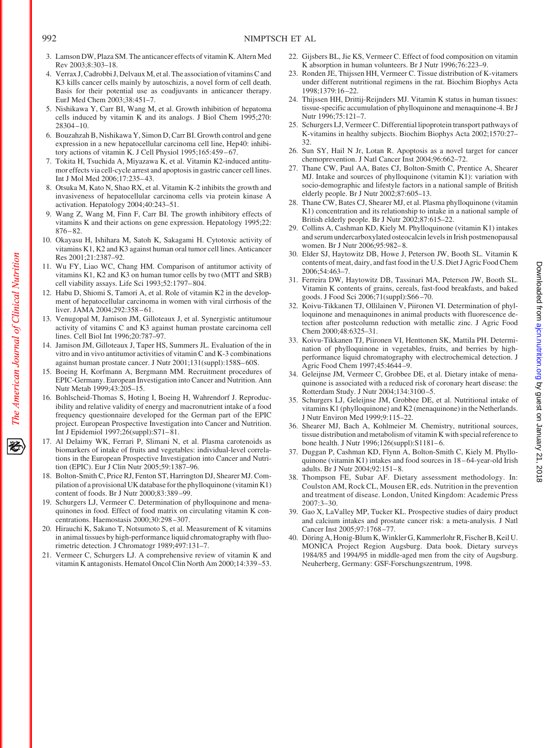3. Lamson DW, Plaza SM. The anticancer effects of vitamin K. Altern Med Rev 2003;8:303–18.
4. Verrax J, Cadrobbi J, Delvaux M, et al. The association of vitamins C and K3 kills cancer cells mainly by autoschizis, a novel form of cell death. Basis for their potential use as coadjuvants in anticancer therapy. Eur J Med Chem 2003;38:451–7.
5. Nishikawa Y, Carr BI, Wang M, et al. Growth inhibition of hepatoma cells induced by vitamin K and its analogs. J Biol Chem 1995;270: 28304–10.
6. Bouzahzah B, Nishikawa Y, Simon D, Carr BI. Growth control and gene expression in a new hepatocellular carcinoma cell line, Hep40: inhibitory actions of vitamin K. J Cell Physiol 1995;165:459–67.
7. Tokita H, Tsuchida A, Miyazawa K, et al. Vitamin K2-induced antitumor effects via cell-cycle arrest and apoptosis in gastric cancer cell lines. Int J Mol Med 2006;17:235–43.
8. Otsuka M, Kato N, Shao RX, et al. Vitamin K-2 inhibits the growth and invasiveness of hepatocellular carcinoma cells via protein kinase A activation. Hepatology 2004;40:243–51.
9. Wang Z, Wang M, Finn F, Carr BI. The growth inhibitory effects of vitamins K and their actions on gene expression. Hepatology 1995;22: 876–82.
10. Okayasu H, Ishihara M, Satoh K, Sakagami H. Cytotoxic activity of vitamins K1, K2 and K3 against human oral tumor cell lines. Anticancer Res 2001;21:2387–92.
11. Wu FY, Liao WC, Chang HM. Comparison of antitumor activity of vitamins K1, K2 and K3 on human tumor cells by two (MTT and SRB) cell viability assays. Life Sci 1993;52:1797–804.
12. Habu D, Shiomi S, Tamori A, et al. Role of vitamin K2 in the development of hepatocellular carcinoma in women with viral cirrhosis of the liver. JAMA 2004;292:358–61.
13. Venugopal M, Jamison JM, Gilloteaux J, et al. Synergistic antitumour activity of vitamins C and K3 against human prostate carcinoma cell lines. Cell Biol Int 1996;20:787–97.
14. Jamison JM, Gilloteaux J, Taper HS, Summers JL. Evaluation of the in vitro and in vivo antitumor activities of vitamin C and K-3 combinations against human prostate cancer. J Nutr 2001;131(suppl):158S–60S.
15. Boeing H, Korfmann A, Bergmann MM. Recruitment procedures of EPIC-Germany. European Investigation into Cancer and Nutrition. Ann Nutr Metab 1999;43:205–15.
16. Bohlscheid-Thomas S, Hoting I, Boeing H, Wahrendorf J. Reproducibility and relative validity of energy and macronutrient intake of a food frequency questionnaire developed for the German part of the EPIC project. European Prospective Investigation into Cancer and Nutrition. Int J Epidemiol 1997;26(suppl):S71–81.
17. Al Delaimy WK, Ferrari P, Slimani N, et al. Plasma carotenoids as biomarkers of intake of fruits and vegetables: individual-level correlations in the European Prospective Investigation into Cancer and Nutrition (EPIC). Eur J Clin Nutr 2005;59:1387–96.
18. Bolton-Smith C, Price RJ, Fenton ST, Harrington DJ, Shearer MJ. Compilation of a provisional UK database for the phylloquinone (vitamin K1) content of foods. Br J Nutr 2000;83:389–99.
19. Schurgers LJ, Vermeer C. Determination of phylloquinone and menaquinones in food. Effect of food matrix on circulating vitamin K concentrations. Haemostasis 2000;30:298–307.
20. Hirauchi K, Sakano T, Notsumoto S, et al. Measurement of K vitamins in animal tissues by high-performance liquid chromatography with fluorimetric detection. J Chromatogr 1989;497:131–7.
21. Vermeer C, Schurgers LJ. A comprehensive review of vitamin K and vitamin K antagonists. Hematol Oncol Clin North Am 2000;14:339–53.
22. Gijsbers BL, Jie KS, Vermeer C. Effect of food composition on vitamin K absorption in human volunteers. Br J Nutr 1996;76:223–9.
23. Ronden JE, Thijssen HH, Vermeer C. Tissue distribution of K-vitamers under different nutritional regimens in the rat. Biochim Biophys Acta 1998;1379:16–22.
24. Thijssen HH, Drittij-Reijnders MJ. Vitamin K status in human tissues: tissue-specific accumulation of phylloquinone and menaquinone-4. Br J Nutr 1996;75:121–7.
25. Schurgers LJ, Vermeer C. Differential lipoprotein transport pathways of K-vitamins in healthy subjects. Biochim Biophys Acta 2002;1570:27–32.
26. Sun SY, Hail N Jr, Lotan R. Apoptosis as a novel target for cancer chemoprevention. J Natl Cancer Inst 2004;96:662–72.
27. Thane CW, Paul AA, Bates CJ, Bolton-Smith C, Prentice A, Shearer MJ. Intake and sources of phylloquinone (vitamin K1): variation with socio-demographic and lifestyle factors in a national sample of British elderly people. Br J Nutr 2002;87:605–13.
28. Thane CW, Bates CJ, Shearer MJ, et al. Plasma phylloquinone (vitamin K1) concentration and its relationship to intake in a national sample of British elderly people. Br J Nutr 2002;87:615–22.
29. Collins A, Cashman KD, Kiely M. Phylloquinone (vitamin K1) intakes and serum undercarboxylated osteocalcin levels in Irish postmenopausal women. Br J Nutr 2006;95:982–8.
30. Elder SJ, Haytowitz DB, Howe J, Peterson JW, Booth SL. Vitamin K contents of meat, dairy, and fast food in the U.S. Diet J Agric Food Chem 2006;54:463–7.
31. Ferreira DW, Haytowitz DB, Tassinari MA, Peterson JW, Booth SL. Vitamin K contents of grains, cereals, fast-food breakfasts, and baked goods. J Food Sci 2006;71(suppl):S66–70.
32. Koivu-Tikkanen TJ, Ollilainen V, Piironen VI. Determination of phylloquinone and menaquinones in animal products with fluorescence detection after postcolumn reduction with metallic zinc. J Agric Food Chem 2000;48:6325–31.
33. Koivu-Tikkanen TJ, Piironen VI, Henttonen SK, Mattila PH. Determination of phylloquinone in vegetables, fruits, and berries by high-performance liquid chromatography with electrochemical detection. J Agric Food Chem 1997;45:4644–9.
34. Geleijnse JM, Vermeer C, Grobbee DE, et al. Dietary intake of menaquinone is associated with a reduced risk of coronary heart disease: the Rotterdam Study. J Nutr 2004;134:3100–5.
35. Schurgers LJ, Geleijnse JM, Grobbee DE, et al. Nutritional intake of vitamins K1 (phylloquinone) and K2 (menaquinone) in the Netherlands. J Nutr Environ Med 1999;9:115–22.
36. Shearer MJ, Bach A, Kohlmeier M. Chemistry, nutritional sources, tissue distribution and metabolism of vitamin K with special reference to bone health. J Nutr 1996;126(suppl):S1181–6.
37. Duggan P, Cashman KD, Flynn A, Bolton-Smith C, Kiely M. Phylloquinone (vitamin K1) intakes and food sources in 18–64-year-old Irish adults. Br J Nutr 2004;92:151–8.
38. Thompson FE, Subar AF. Dietary assessment methodology. In: Coulston AM, Rock CL, Mousen ER, eds. Nutrition in the prevention and treatment of disease. London, United Kingdom: Academic Press 2007:3–30.
39. Gao X, LaValley MP, Tucker KL. Prospective studies of dairy product and calcium intakes and prostate cancer risk: a meta-analysis. J Natl Cancer Inst 2005;97:1768–77.
40. Döring A, Honig-Blum K, Winkler G, Kammerlohr R, Fischer B, Keil U. MONICA Project Region Augsburg. Data book. Dietary surveys 1984/85 and 1994/95 in middle-aged men from the city of Augsburg. Neuherberg, Germany: GSF-Forschungszentrum, 1998.